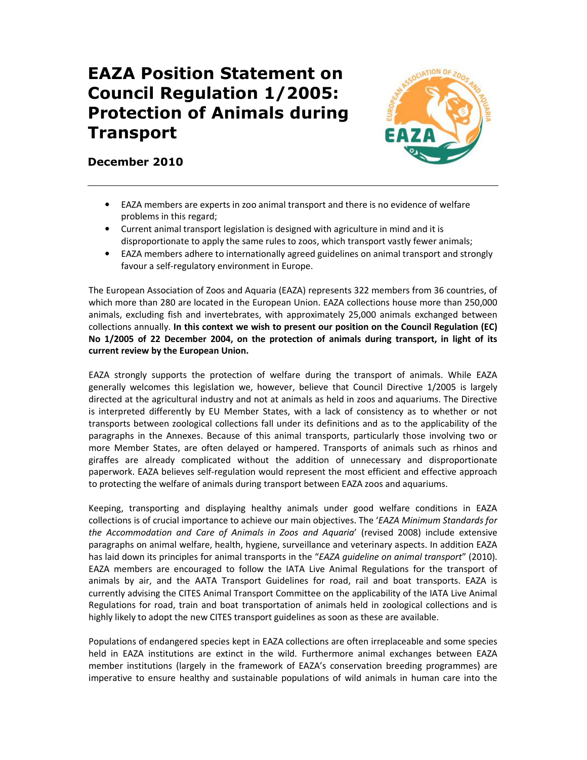# EAZA Position Statement on Council Regulation 1/2005: Protection of Animals during Transport

**December 2010**

---

- EAZA members are experts in zoo animal transport and there is no evidence of welfare problems in this regard;
- Current animal transport legislation is designed with agriculture in mind and it is disproportionate to apply the same rules to zoos, which transport vastly fewer animals;
- EAZA members adhere to internationally agreed guidelines on animal transport and strongly favour a self-regulatory environment in Europe.

The European Association of Zoos and Aquaria (EAZA) represents 322 members from 36 countries, of which more than 280 are located in the European Union. EAZA collections house more than 250,000 animals, excluding fish and invertebrates, with approximately 25,000 animals exchanged between collections annually. **In this context we wish to present our position on the Council Regulation (EC) No 1/2005 of 22 December 2004, on the protection of animals during transport, in light of its current review by the European Union.**

EAZA strongly supports the protection of welfare during the transport of animals. While EAZA generally welcomes this legislation we, however, believe that Council Directive 1/2005 is largely directed at the agricultural industry and not at animals as held in zoos and aquariums. The Directive is interpreted differently by EU Member States, with a lack of consistency as to whether or not transports between zoological collections fall under its definitions and as to the applicability of the paragraphs in the Annexes. Because of this animal transports, particularly those involving two or more Member States, are often delayed or hampered. Transports of animals such as rhinos and giraffes are already complicated without the addition of unnecessary and disproportionate paperwork. EAZA believes self-regulation would represent the most efficient and effective approach to protecting the welfare of animals during transport between EAZA zoos and aquariums.

Keeping, transporting and displaying healthy animals under good welfare conditions in EAZA collections is of crucial importance to achieve our main objectives. The '*EAZA Minimum Standards for the Accommodation and Care of Animals in Zoos and Aquaria*' (revised 2008) include extensive paragraphs on animal welfare, health, hygiene, surveillance and veterinary aspects. In addition EAZA has laid down its principles for animal transports in the "*EAZA guideline on animal transport*" (2010). EAZA members are encouraged to follow the IATA Live Animal Regulations for the transport of animals by air, and the AATA Transport Guidelines for road, rail and boat transports. EAZA is currently advising the CITES Animal Transport Committee on the applicability of the IATA Live Animal Regulations for road, train and boat transportation of animals held in zoological collections and is highly likely to adopt the new CITES transport guidelines as soon as these are available.

Populations of endangered species kept in EAZA collections are often irreplaceable and some species held in EAZA institutions are extinct in the wild. Furthermore animal exchanges between EAZA member institutions (largely in the framework of EAZA's conservation breeding programmes) are imperative to ensure healthy and sustainable populations of wild animals in human care into the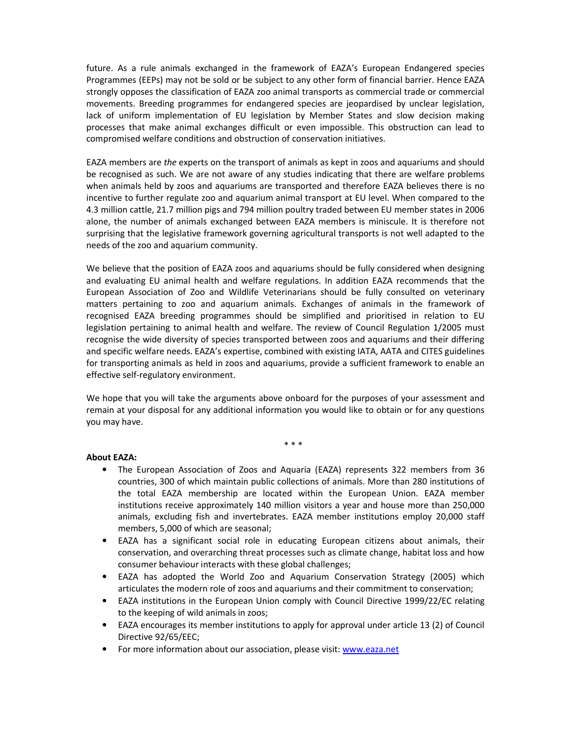future. As a rule animals exchanged in the framework of EAZA's European Endangered species Programmes (EEPs) may not be sold or be subject to any other form of financial barrier. Hence EAZA strongly opposes the classification of EAZA zoo animal transports as commercial trade or commercial movements. Breeding programmes for endangered species are jeopardised by unclear legislation, lack of uniform implementation of EU legislation by Member States and slow decision making processes that make animal exchanges difficult or even impossible. This obstruction can lead to compromised welfare conditions and obstruction of conservation initiatives.

EAZA members are *the* experts on the transport of animals as kept in zoos and aquariums and should be recognised as such. We are not aware of any studies indicating that there are welfare problems when animals held by zoos and aquariums are transported and therefore EAZA believes there is no incentive to further regulate zoo and aquarium animal transport at EU level. When compared to the 4.3 million cattle, 21.7 million pigs and 794 million poultry traded between EU member states in 2006 alone, the number of animals exchanged between EAZA members is miniscule. It is therefore not surprising that the legislative framework governing agricultural transports is not well adapted to the needs of the zoo and aquarium community.

We believe that the position of EAZA zoos and aquariums should be fully considered when designing and evaluating EU animal health and welfare regulations. In addition EAZA recommends that the European Association of Zoo and Wildlife Veterinarians should be fully consulted on veterinary matters pertaining to zoo and aquarium animals. Exchanges of animals in the framework of recognised EAZA breeding programmes should be simplified and prioritised in relation to EU legislation pertaining to animal health and welfare. The review of Council Regulation 1/2005 must recognise the wide diversity of species transported between zoos and aquariums and their differing and specific welfare needs. EAZA's expertise, combined with existing IATA, AATA and CITES guidelines for transporting animals as held in zoos and aquariums, provide a sufficient framework to enable an effective self-regulatory environment.

We hope that you will take the arguments above onboard for the purposes of your assessment and remain at your disposal for any additional information you would like to obtain or for any questions you may have.

* * *

**About EAZA:**

- The European Association of Zoos and Aquaria (EAZA) represents 322 members from 36 countries, 300 of which maintain public collections of animals. More than 280 institutions of the total EAZA membership are located within the European Union. EAZA member institutions receive approximately 140 million visitors a year and house more than 250,000 animals, excluding fish and invertebrates. EAZA member institutions employ 20,000 staff members, 5,000 of which are seasonal;
- EAZA has a significant social role in educating European citizens about animals, their conservation, and overarching threat processes such as climate change, habitat loss and how consumer behaviour interacts with these global challenges;
- EAZA has adopted the World Zoo and Aquarium Conservation Strategy (2005) which articulates the modern role of zoos and aquariums and their commitment to conservation;
- EAZA institutions in the European Union comply with Council Directive 1999/22/EC relating to the keeping of wild animals in zoos;
- EAZA encourages its member institutions to apply for approval under article 13 (2) of Council Directive 92/65/EEC;
- For more information about our association, please visit: www.eaza.net